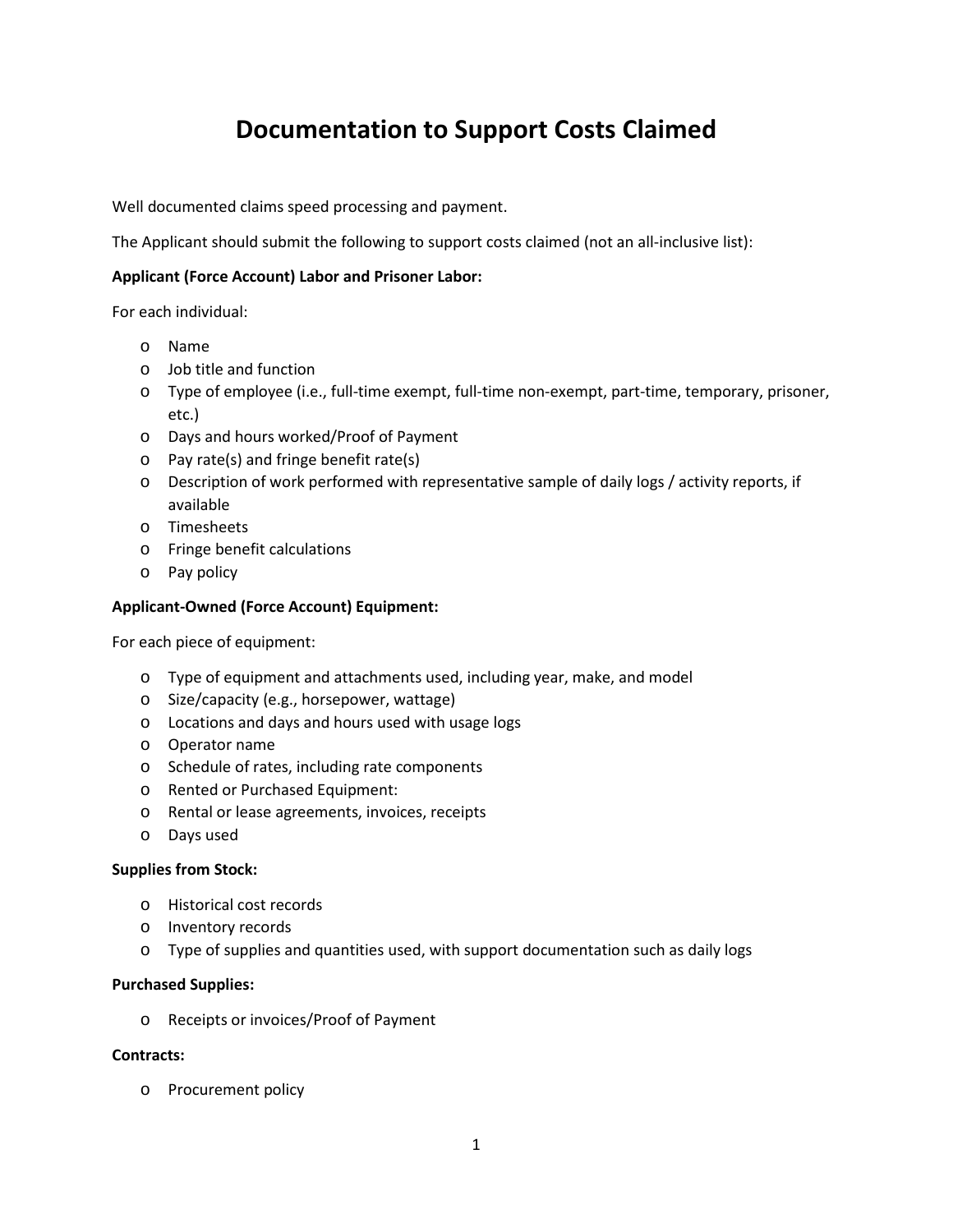# Documentation to Support Costs Claimed

Well documented claims speed processing and payment.

The Applicant should submit the following to support costs claimed (not an all-inclusive list):

**Applicant (Force Account) Labor and Prisoner Labor:**

For each individual:

- Name
- Job title and function
- Type of employee (i.e., full-time exempt, full-time non-exempt, part-time, temporary, prisoner, etc.)
- Days and hours worked/Proof of Payment
- Pay rate(s) and fringe benefit rate(s)
- Description of work performed with representative sample of daily logs / activity reports, if available
- Timesheets
- Fringe benefit calculations
- Pay policy

**Applicant-Owned (Force Account) Equipment:**

For each piece of equipment:

- Type of equipment and attachments used, including year, make, and model
- Size/capacity (e.g., horsepower, wattage)
- Locations and days and hours used with usage logs
- Operator name
- Schedule of rates, including rate components
- Rented or Purchased Equipment:
- Rental or lease agreements, invoices, receipts
- Days used

**Supplies from Stock:**

- Historical cost records
- Inventory records
- Type of supplies and quantities used, with support documentation such as daily logs

**Purchased Supplies:**

- Receipts or invoices/Proof of Payment

**Contracts:**

- Procurement policy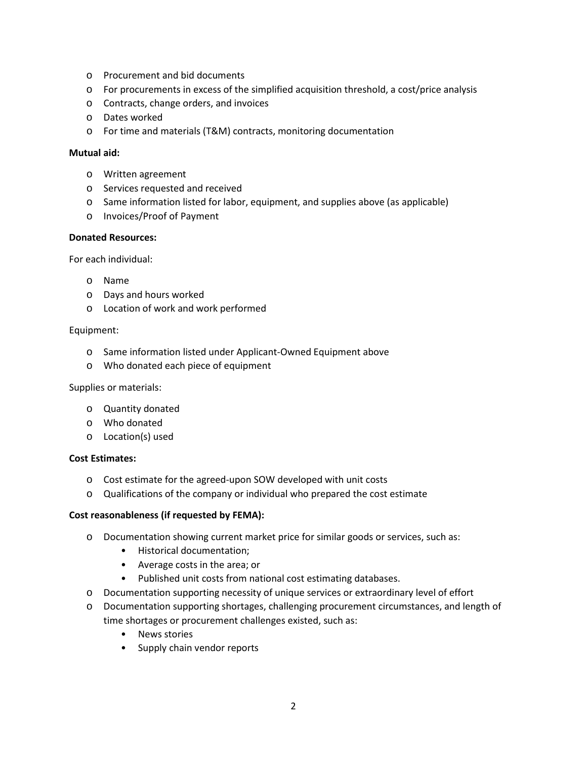- Procurement and bid documents
- For procurements in excess of the simplified acquisition threshold, a cost/price analysis
- Contracts, change orders, and invoices
- Dates worked
- For time and materials (T&M) contracts, monitoring documentation

**Mutual aid:**

- Written agreement
- Services requested and received
- Same information listed for labor, equipment, and supplies above (as applicable)
- Invoices/Proof of Payment

**Donated Resources:**

For each individual:

- Name
- Days and hours worked
- Location of work and work performed

Equipment:

- Same information listed under Applicant-Owned Equipment above
- Who donated each piece of equipment

Supplies or materials:

- Quantity donated
- Who donated
- Location(s) used

**Cost Estimates:**

- Cost estimate for the agreed-upon SOW developed with unit costs
- Qualifications of the company or individual who prepared the cost estimate

**Cost reasonableness (if requested by FEMA):**

- Documentation showing current market price for similar goods or services, such as:
  - Historical documentation;
  - Average costs in the area; or
  - Published unit costs from national cost estimating databases.
- Documentation supporting necessity of unique services or extraordinary level of effort
- Documentation supporting shortages, challenging procurement circumstances, and length of time shortages or procurement challenges existed, such as:
  - News stories
  - Supply chain vendor reports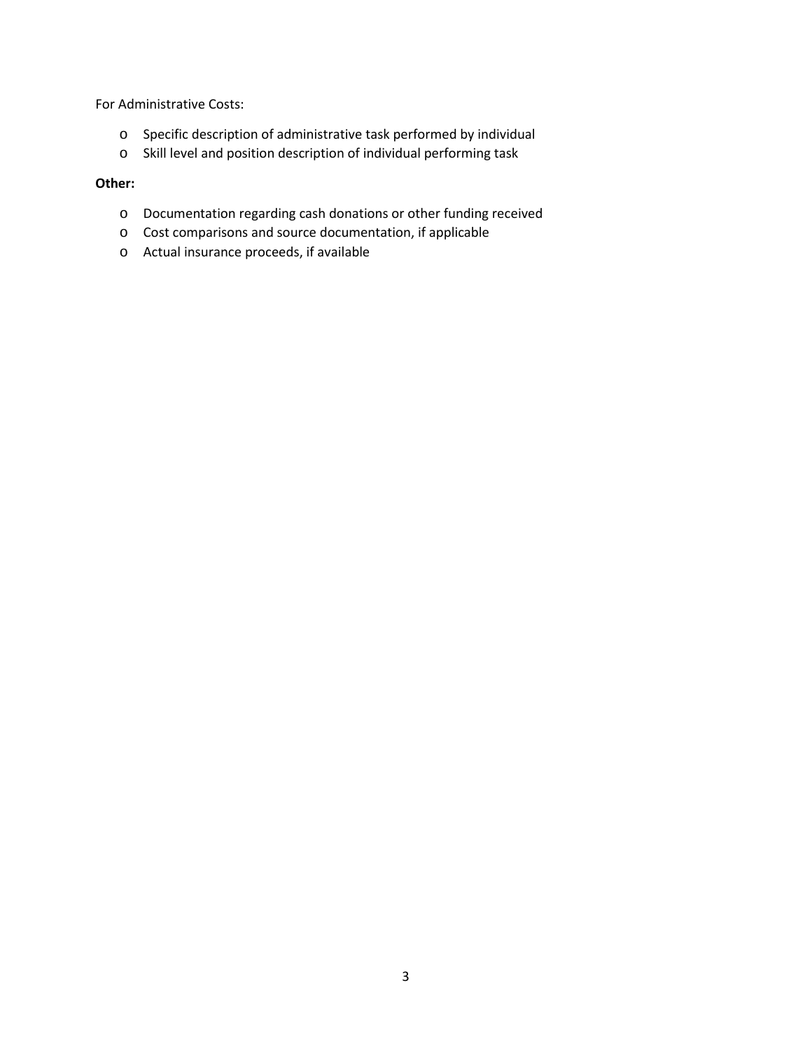For Administrative Costs:

- Specific description of administrative task performed by individual
- Skill level and position description of individual performing task

**Other:**

- Documentation regarding cash donations or other funding received
- Cost comparisons and source documentation, if applicable
- Actual insurance proceeds, if available